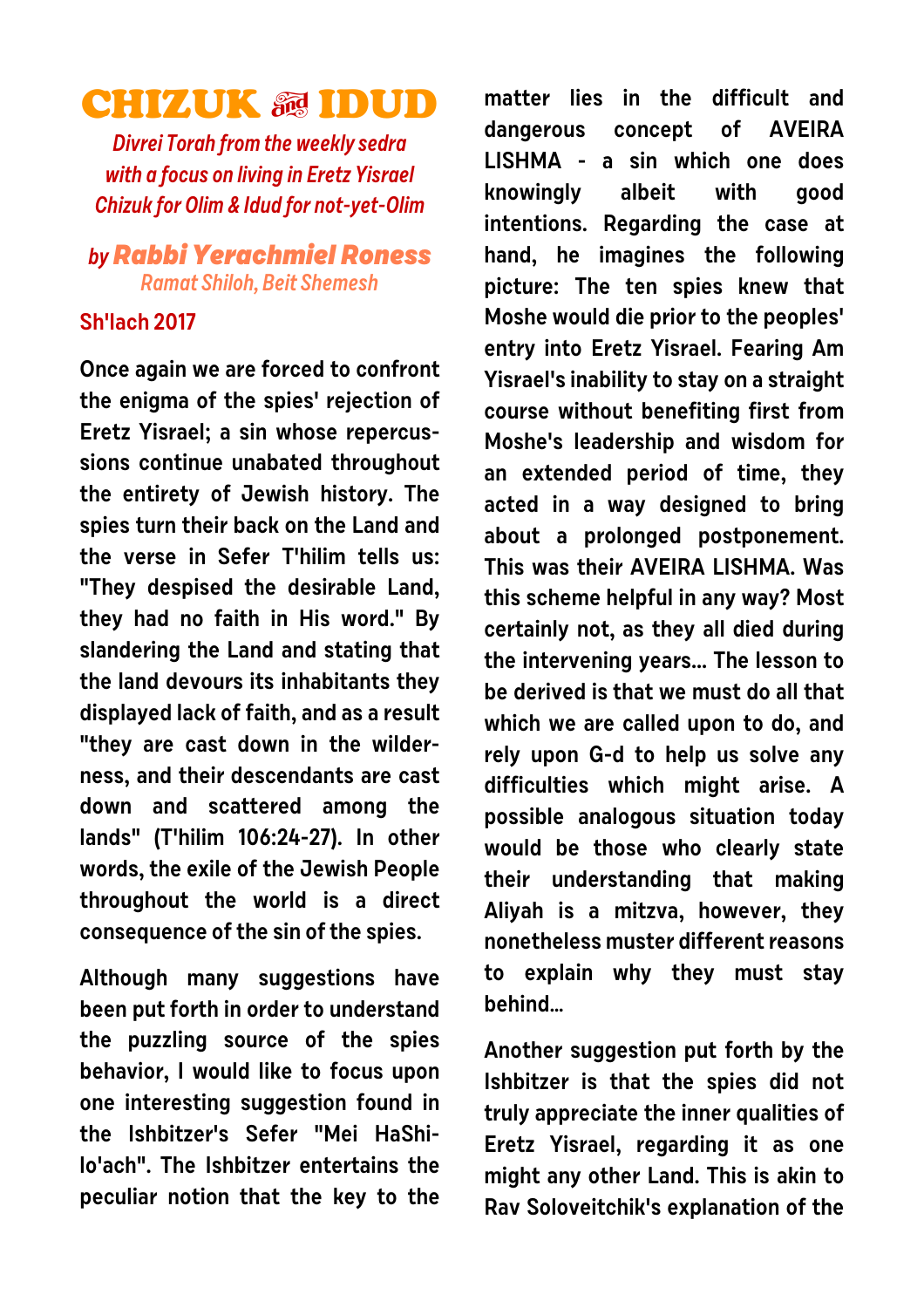# CHIZUK & IDUD

*Divrei Torah from the weekly sedra*
*with a focus on living in Eretz Yisrael*
*Chizuk for Olim & Idud for not-yet-Olim*

## by *Rabbi Yerachmiel Roness*

*Ramat Shiloh, Beit Shemesh*

### Sh'lach 2017

**Once again we are forced to confront the enigma of the spies' rejection of Eretz Yisrael; a sin whose repercussions continue unabated throughout the entirety of Jewish history. The spies turn their back on the Land and the verse in Sefer T'hilim tells us: "They despised the desirable Land, they had no faith in His word." By slandering the Land and stating that the land devours its inhabitants they displayed lack of faith, and as a result "they are cast down in the wilderness, and their descendants are cast down and scattered among the lands" (T'hilim 106:24-27). In other words, the exile of the Jewish People throughout the world is a direct consequence of the sin of the spies.**

**Although many suggestions have been put forth in order to understand the puzzling source of the spies behavior, I would like to focus upon one interesting suggestion found in the Ishbitzer's Sefer "Mei HaShilo'ach". The Ishbitzer entertains the peculiar notion that the key to the matter lies in the difficult and dangerous concept of AVEIRA LISHMA - a sin which one does knowingly albeit with good intentions. Regarding the case at hand, he imagines the following picture: The ten spies knew that Moshe would die prior to the peoples' entry into Eretz Yisrael. Fearing Am Yisrael's inability to stay on a straight course without benefiting first from Moshe's leadership and wisdom for an extended period of time, they acted in a way designed to bring about a prolonged postponement. This was their AVEIRA LISHMA. Was this scheme helpful in any way? Most certainly not, as they all died during the intervening years... The lesson to be derived is that we must do all that which we are called upon to do, and rely upon G-d to help us solve any difficulties which might arise. A possible analogous situation today would be those who clearly state their understanding that making Aliyah is a mitzva, however, they nonetheless muster different reasons to explain why they must stay behind...**

**Another suggestion put forth by the Ishbitzer is that the spies did not truly appreciate the inner qualities of Eretz Yisrael, regarding it as one might any other Land. This is akin to Rav Soloveitchik's explanation of the**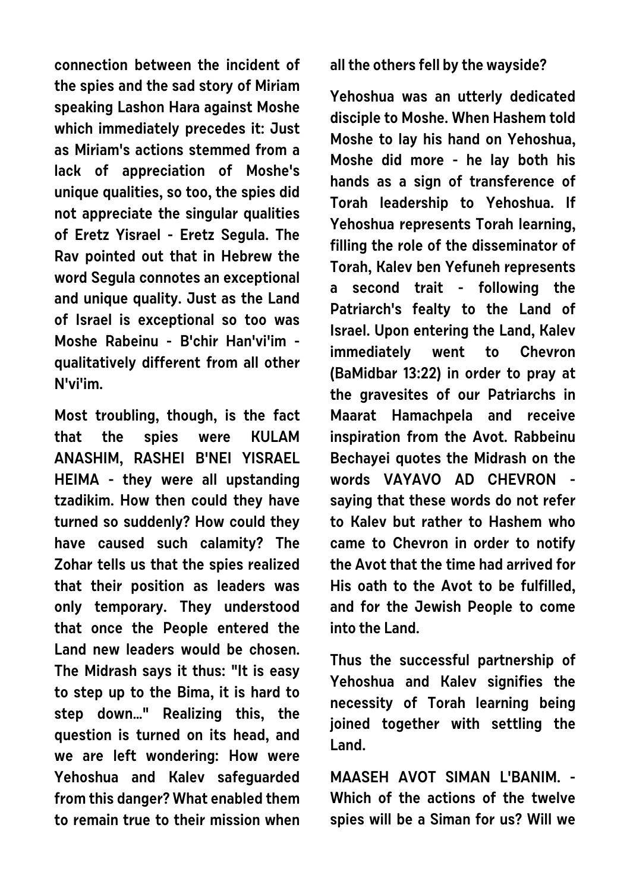connection between the incident of the spies and the sad story of Miriam speaking Lashon Hara against Moshe which immediately precedes it: Just as Miriam's actions stemmed from a lack of appreciation of Moshe's unique qualities, so too, the spies did not appreciate the singular qualities of Eretz Yisrael - Eretz Segula. The Rav pointed out that in Hebrew the word Segula connotes an exceptional and unique quality. Just as the Land of Israel is exceptional so too was Moshe Rabeinu - B'chir Han'vi'im - qualitatively different from all other N'vi'im.

Most troubling, though, is the fact that the spies were KULAM ANASHIM, RASHEI B'NEI YISRAEL HEIMA - they were all upstanding tzadikim. How then could they have turned so suddenly? How could they have caused such calamity? The Zohar tells us that the spies realized that their position as leaders was only temporary. They understood that once the People entered the Land new leaders would be chosen. The Midrash says it thus: "It is easy to step up to the Bima, it is hard to step down..." Realizing this, the question is turned on its head, and we are left wondering: How were Yehoshua and Kalev safeguarded from this danger? What enabled them to remain true to their mission when all the others fell by the wayside?

Yehoshua was an utterly dedicated disciple to Moshe. When Hashem told Moshe to lay his hand on Yehoshua, Moshe did more - he lay both his hands as a sign of transference of Torah leadership to Yehoshua. If Yehoshua represents Torah learning, filling the role of the disseminator of Torah, Kalev ben Yefuneh represents a second trait - following the Patriarch's fealty to the Land of Israel. Upon entering the Land, Kalev immediately went to Chevron (BaMidbar 13:22) in order to pray at the gravesites of our Patriarchs in Maarat Hamachpela and receive inspiration from the Avot. Rabbeinu Bechayei quotes the Midrash on the words VAYAVO AD CHEVRON - saying that these words do not refer to Kalev but rather to Hashem who came to Chevron in order to notify the Avot that the time had arrived for His oath to the Avot to be fulfilled, and for the Jewish People to come into the Land.

Thus the successful partnership of Yehoshua and Kalev signifies the necessity of Torah learning being joined together with settling the Land.

MAASEH AVOT SIMAN L'BANIM. - Which of the actions of the twelve spies will be a Siman for us? Will we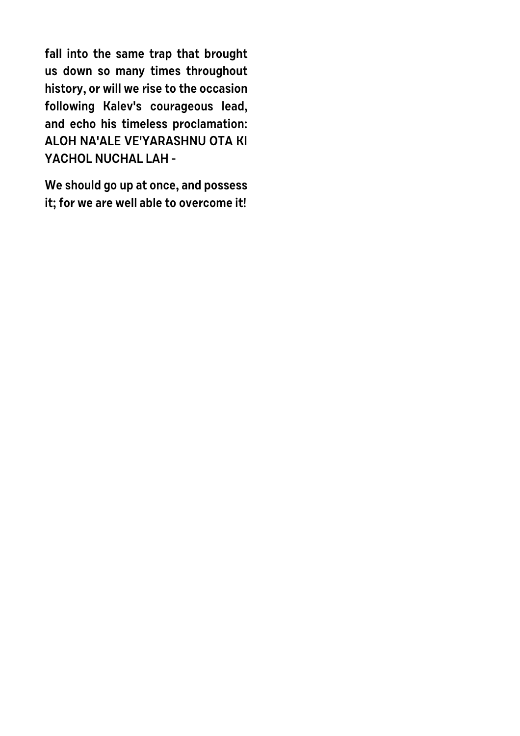**fall into the same trap that brought us down so many times throughout history, or will we rise to the occasion following Kalev's courageous lead, and echo his timeless proclamation: ALOH NA'ALE VE'YARASHNU OTA KI YACHOL NUCHAL LAH -**

**We should go up at once, and possess it; for we are well able to overcome it!**